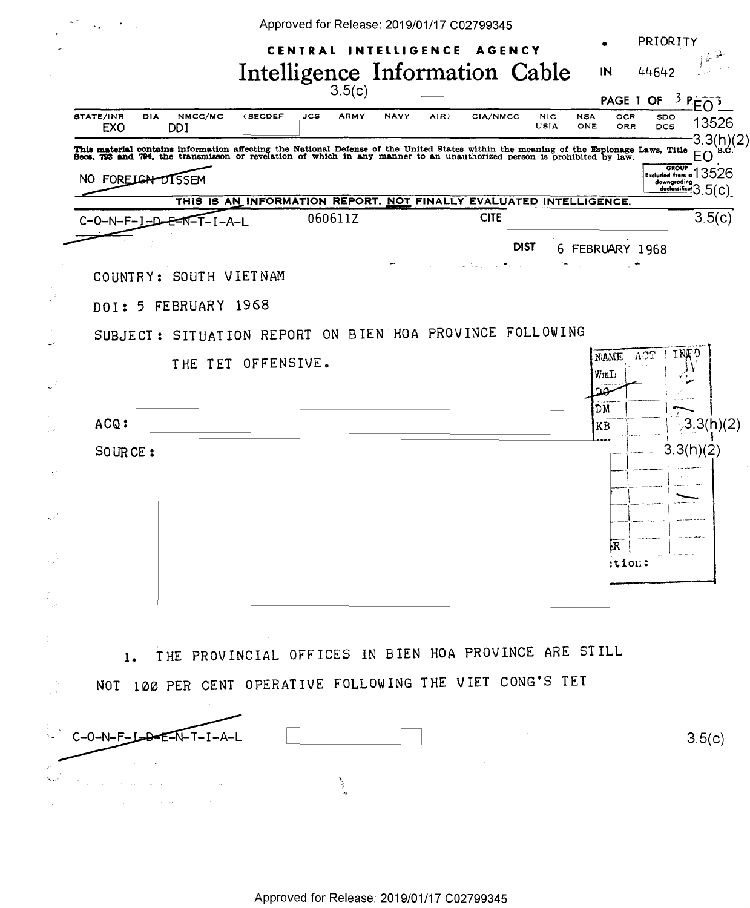Approved for Release: 2019/01/17 C02799345

PRIORITY

# CENTRAL INTELLIGENCE AGENCY
# Intelligence Information Cable

IN 44642

3.5(c)

PAGE 1 OF 3 PAGES

EO 13526 3.3(h)(2)

| STATE/INR | DIA | NMCC/MC | (SECDEF | JCS | ARMY | NAVY | AIR) | CIA/NMCC | NIC | NSA | OCR | SDO |
|---|---|---|---|---|---|---|---|---|---|---|---|---|
| EXO | | DDI | | | | | | | USIA | ONE | ORR | DCS |

This material contains information affecting the National Defense of the United States within the meaning of the Espionage Laws, Title 18, U.S.C. Secs. 793 and 794, the transmisson or revelation of which in any manner to an unauthorized person is prohibited by law.

EO 13526 3.5(c)

NO FOREIGN DISSEM

GROUP 1 Excluded from automatic downgrading and declassification

THIS IS AN INFORMATION REPORT, NOT FINALLY EVALUATED INTELLIGENCE.

C-O-N-F-I-D-E-N-T-I-A-L 060611Z CITE 3.5(c)

DIST 6 FEBRUARY 1968

COUNTRY: SOUTH VIETNAM

DOI: 5 FEBRUARY 1968

SUBJECT: SITUATION REPORT ON BIEN HOA PROVINCE FOLLOWING THE TET OFFENSIVE.

ACQ: 3.3(h)(2)

SOURCE: 3.3(h)(2)

1. THE PROVINCIAL OFFICES IN BIEN HOA PROVINCE ARE STILL NOT 100 PER CENT OPERATIVE FOLLOWING THE VIET CONG'S TET

C-O-N-F-I-D-E-N-T-I-A-L 3.5(c)

Approved for Release: 2019/01/17 C02799345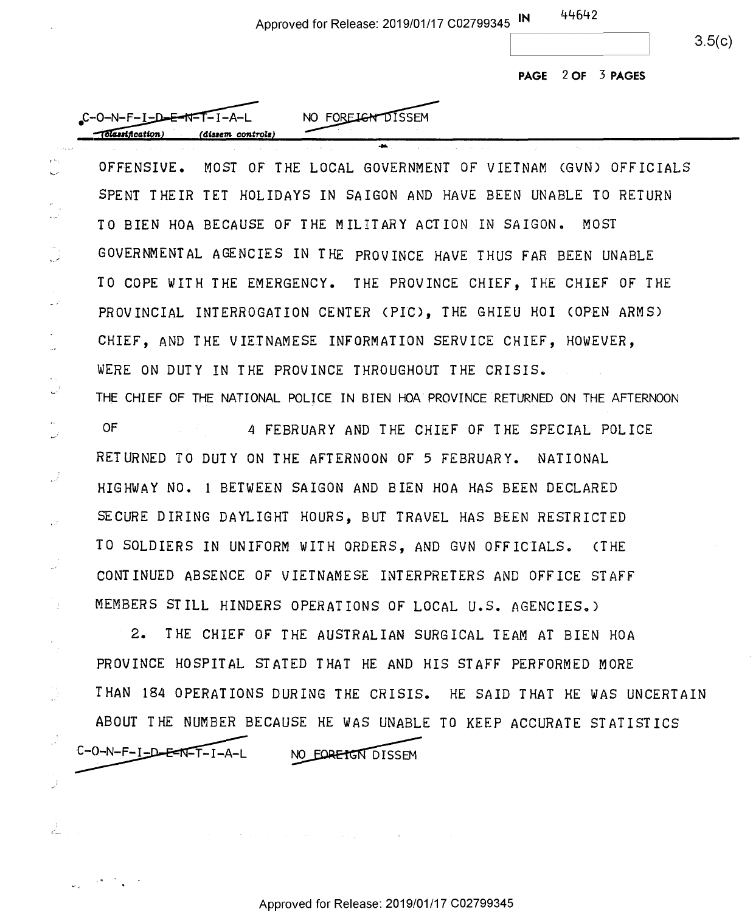C-O-N-F-I-D-E-N-T-I-A-L NO FOREIGN DISSEM

OFFENSIVE. MOST OF THE LOCAL GOVERNMENT OF VIETNAM (GVN) OFFICIALS SPENT THEIR TET HOLIDAYS IN SAIGON AND HAVE BEEN UNABLE TO RETURN TO BIEN HOA BECAUSE OF THE MILITARY ACTION IN SAIGON. MOST GOVERNMENTAL AGENCIES IN THE PROVINCE HAVE THUS FAR BEEN UNABLE TO COPE WITH THE EMERGENCY. THE PROVINCE CHIEF, THE CHIEF OF THE PROVINCIAL INTERROGATION CENTER (PIC), THE GHIEU HOI (OPEN ARMS) CHIEF, AND THE VIETNAMESE INFORMATION SERVICE CHIEF, HOWEVER, WERE ON DUTY IN THE PROVINCE THROUGHOUT THE CRISIS. THE CHIEF OF THE NATIONAL POLICE IN BIEN HOA PROVINCE RETURNED ON THE AFTERNOON OF 4 FEBRUARY AND THE CHIEF OF THE SPECIAL POLICE RETURNED TO DUTY ON THE AFTERNOON OF 5 FEBRUARY. NATIONAL HIGHWAY NO. 1 BETWEEN SAIGON AND BIEN HOA HAS BEEN DECLARED SECURE DIRING DAYLIGHT HOURS, BUT TRAVEL HAS BEEN RESTRICTED TO SOLDIERS IN UNIFORM WITH ORDERS, AND GVN OFFICIALS. (THE CONTINUED ABSENCE OF VIETNAMESE INTERPRETERS AND OFFICE STAFF MEMBERS STILL HINDERS OPERATIONS OF LOCAL U.S. AGENCIES.)

2. THE CHIEF OF THE AUSTRALIAN SURGICAL TEAM AT BIEN HOA PROVINCE HOSPITAL STATED THAT HE AND HIS STAFF PERFORMED MORE THAN 184 OPERATIONS DURING THE CRISIS. HE SAID THAT HE WAS UNCERTAIN ABOUT THE NUMBER BECAUSE HE WAS UNABLE TO KEEP ACCURATE STATISTICS

C-O-N-F-I-D-E-N-T-I-A-L NO FOREIGN DISSEM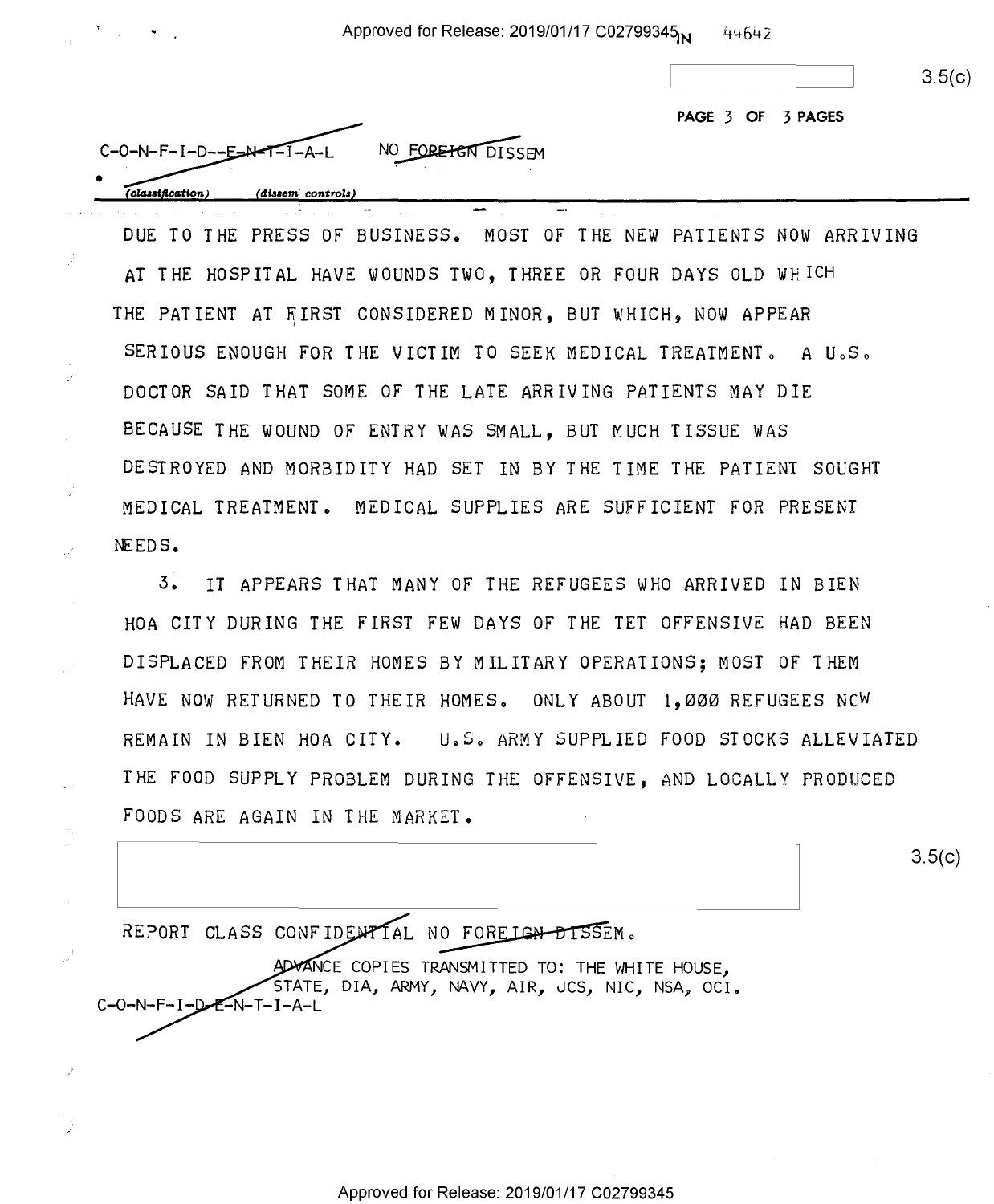C-O-N-F-I-D-E-N-T-I-A-L NO FOREIGN DISSEM

(classification) (dissem controls)

DUE TO THE PRESS OF BUSINESS. MOST OF THE NEW PATIENTS NOW ARRIVING AT THE HOSPITAL HAVE WOUNDS TWO, THREE OR FOUR DAYS OLD WHICH THE PATIENT AT FIRST CONSIDERED MINOR, BUT WHICH, NOW APPEAR SERIOUS ENOUGH FOR THE VICTIM TO SEEK MEDICAL TREATMENT. A U.S. DOCTOR SAID THAT SOME OF THE LATE ARRIVING PATIENTS MAY DIE BECAUSE THE WOUND OF ENTRY WAS SMALL, BUT MUCH TISSUE WAS DESTROYED AND MORBIDITY HAD SET IN BY THE TIME THE PATIENT SOUGHT MEDICAL TREATMENT. MEDICAL SUPPLIES ARE SUFFICIENT FOR PRESENT NEEDS.

3. IT APPEARS THAT MANY OF THE REFUGEES WHO ARRIVED IN BIEN HOA CITY DURING THE FIRST FEW DAYS OF THE TET OFFENSIVE HAD BEEN DISPLACED FROM THEIR HOMES BY MILITARY OPERATIONS; MOST OF THEM HAVE NOW RETURNED TO THEIR HOMES. ONLY ABOUT 1,000 REFUGEES NOW REMAIN IN BIEN HOA CITY. U.S. ARMY SUPPLIED FOOD STOCKS ALLEVIATED THE FOOD SUPPLY PROBLEM DURING THE OFFENSIVE, AND LOCALLY PRODUCED FOODS ARE AGAIN IN THE MARKET.

3.5(c)

REPORT CLASS CONFIDENTIAL NO FOREIGN DISSEM.

ADVANCE COPIES TRANSMITTED TO: THE WHITE HOUSE, STATE, DIA, ARMY, NAVY, AIR, JCS, NIC, NSA, OCI.

C-O-N-F-I-D-E-N-T-I-A-L